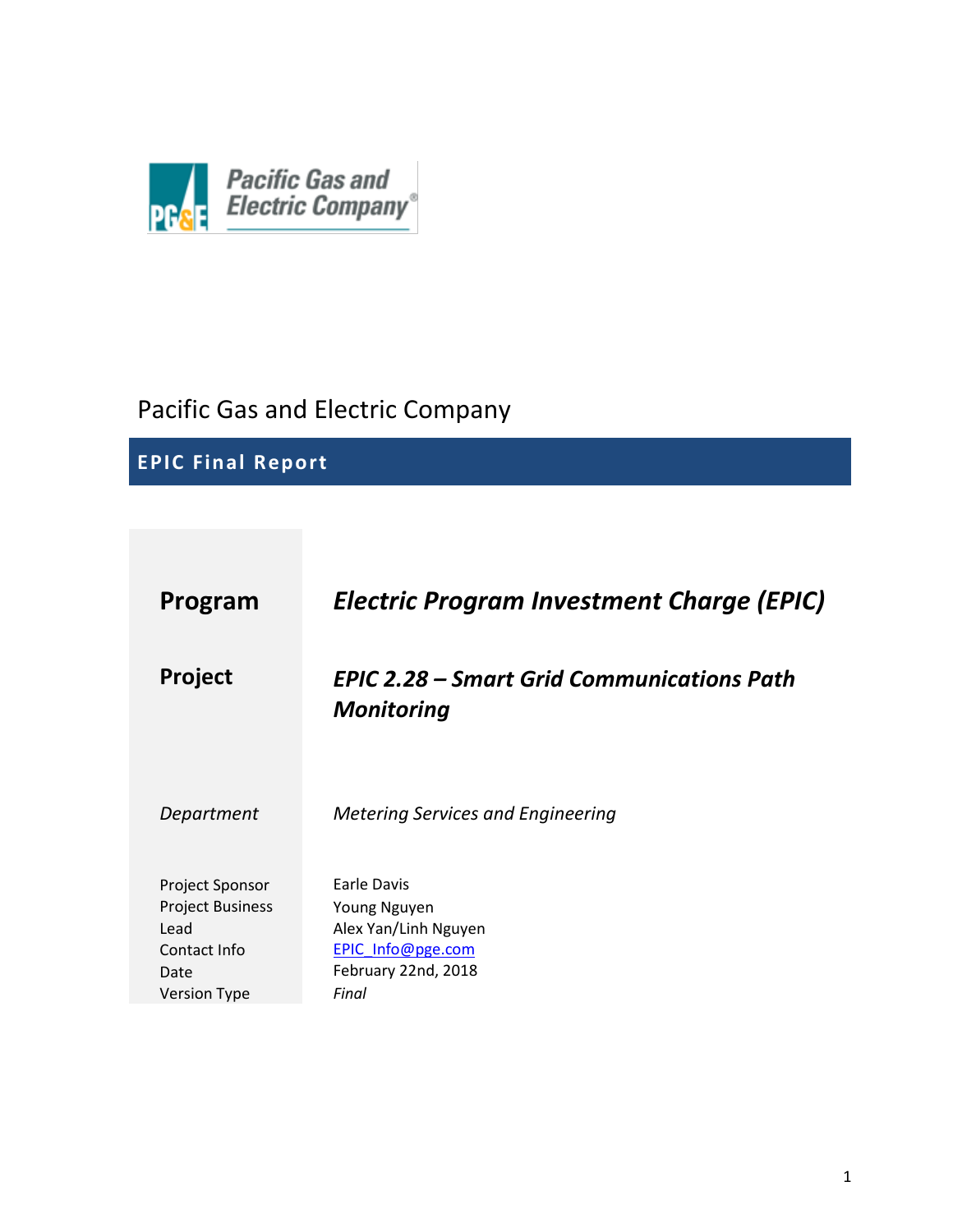Pacific Gas and Electric Company

# EPIC Final Report

| | |
|---|---|
| **Program** | ***Electric Program Investment Charge (EPIC)*** |
| **Project** | ***EPIC 2.28 – Smart Grid Communications Path Monitoring*** |
| *Department* | *Metering Services and Engineering* |
| Project Sponsor | Earle Davis |
| Project Business Lead | Young Nguyen |
| Contact Info | Alex Yan/Linh Nguyen |
| | EPIC_Info@pge.com |
| Date | February 22nd, 2018 |
| Version Type | *Final* |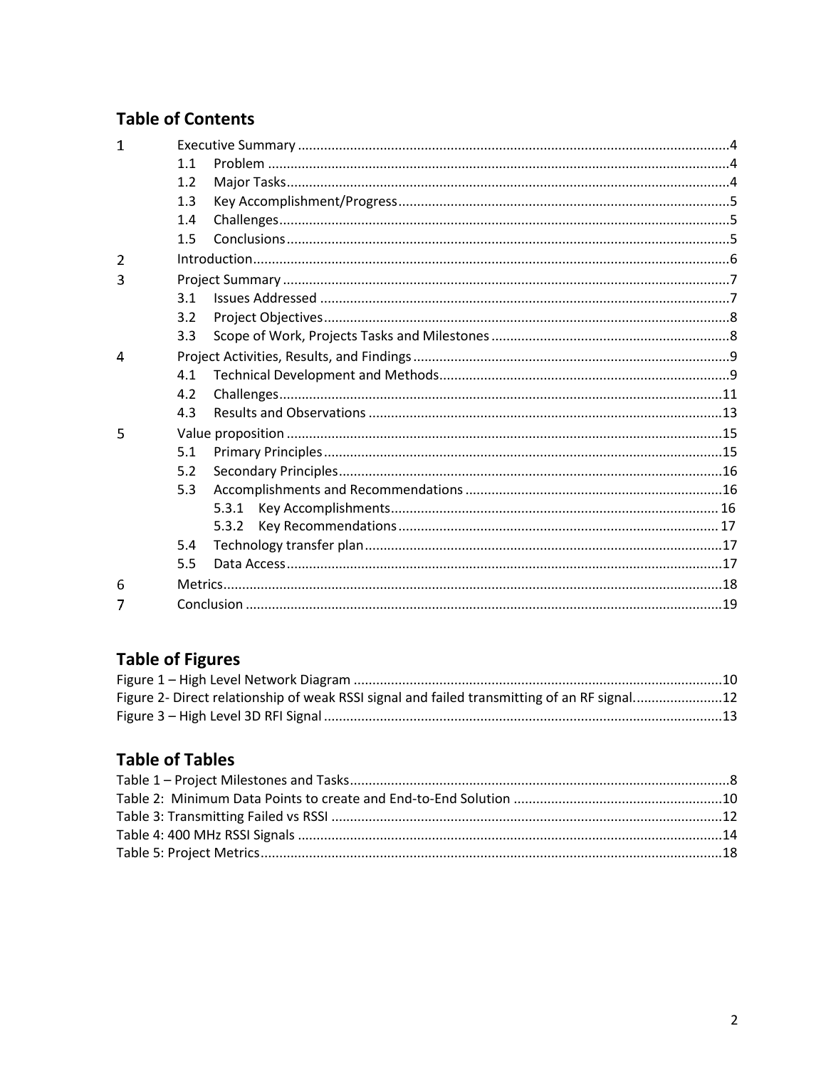## Table of Contents

- 1 Executive Summary .......... 4
  - 1.1 Problem .......... 4
  - 1.2 Major Tasks .......... 4
  - 1.3 Key Accomplishment/Progress .......... 5
  - 1.4 Challenges .......... 5
  - 1.5 Conclusions .......... 5
- 2 Introduction .......... 6
- 3 Project Summary .......... 7
  - 3.1 Issues Addressed .......... 7
  - 3.2 Project Objectives .......... 8
  - 3.3 Scope of Work, Projects Tasks and Milestones .......... 8
- 4 Project Activities, Results, and Findings .......... 9
  - 4.1 Technical Development and Methods .......... 9
  - 4.2 Challenges .......... 11
  - 4.3 Results and Observations .......... 13
- 5 Value proposition .......... 15
  - 5.1 Primary Principles .......... 15
  - 5.2 Secondary Principles .......... 16
  - 5.3 Accomplishments and Recommendations .......... 16
    - 5.3.1 Key Accomplishments .......... 16
    - 5.3.2 Key Recommendations .......... 17
  - 5.4 Technology transfer plan .......... 17
  - 5.5 Data Access .......... 17
- 6 Metrics .......... 18
- 7 Conclusion .......... 19

## Table of Figures

Figure 1 – High Level Network Diagram .......... 10
Figure 2- Direct relationship of weak RSSI signal and failed transmitting of an RF signal. .......... 12
Figure 3 – High Level 3D RFI Signal .......... 13

## Table of Tables

Table 1 – Project Milestones and Tasks .......... 8
Table 2: Minimum Data Points to create and End-to-End Solution .......... 10
Table 3: Transmitting Failed vs RSSI .......... 12
Table 4: 400 MHz RSSI Signals .......... 14
Table 5: Project Metrics .......... 18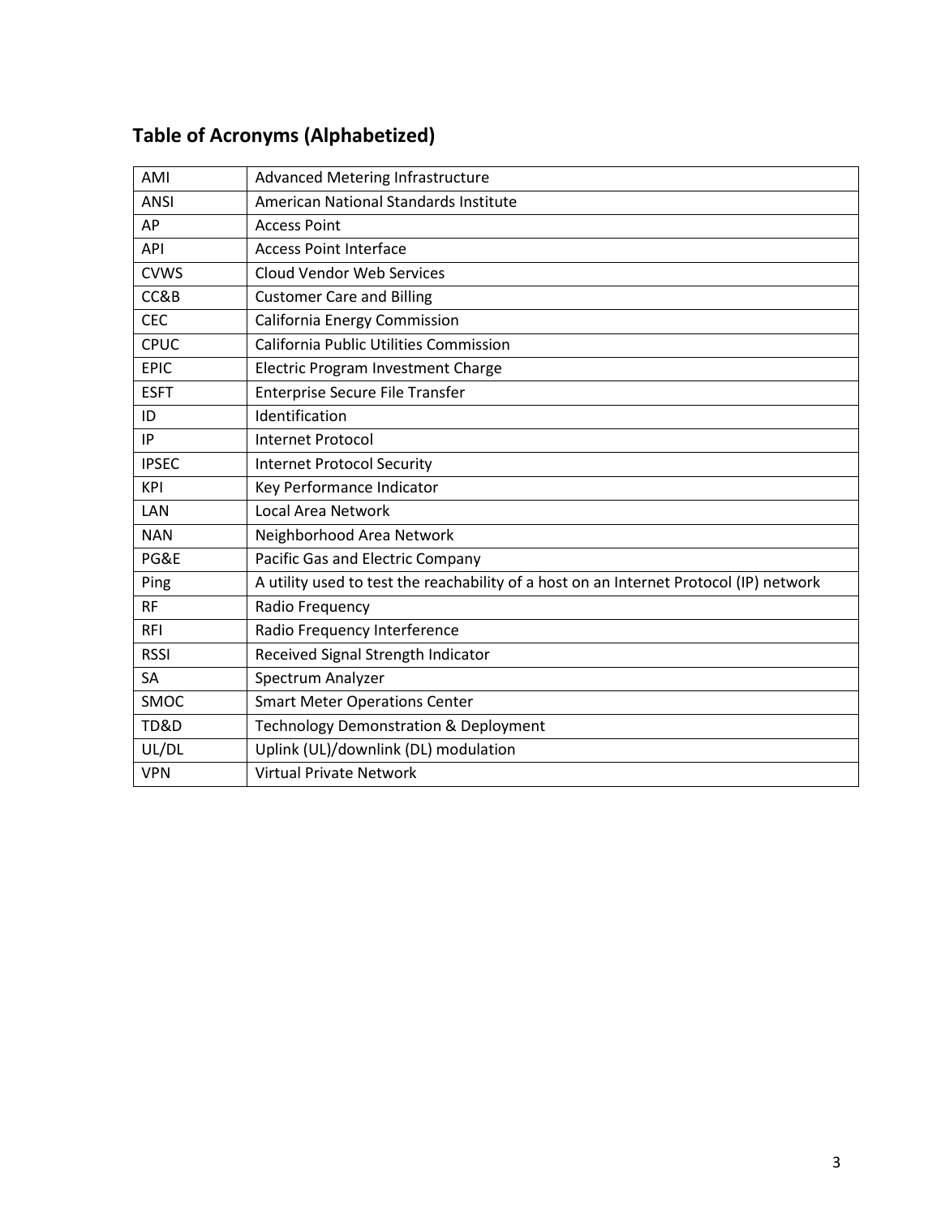## Table of Acronyms (Alphabetized)

| | |
|---|---|
| AMI | Advanced Metering Infrastructure |
| ANSI | American National Standards Institute |
| AP | Access Point |
| API | Access Point Interface |
| CVWS | Cloud Vendor Web Services |
| CC&B | Customer Care and Billing |
| CEC | California Energy Commission |
| CPUC | California Public Utilities Commission |
| EPIC | Electric Program Investment Charge |
| ESFT | Enterprise Secure File Transfer |
| ID | Identification |
| IP | Internet Protocol |
| IPSEC | Internet Protocol Security |
| KPI | Key Performance Indicator |
| LAN | Local Area Network |
| NAN | Neighborhood Area Network |
| PG&E | Pacific Gas and Electric Company |
| Ping | A utility used to test the reachability of a host on an Internet Protocol (IP) network |
| RF | Radio Frequency |
| RFI | Radio Frequency Interference |
| RSSI | Received Signal Strength Indicator |
| SA | Spectrum Analyzer |
| SMOC | Smart Meter Operations Center |
| TD&D | Technology Demonstration & Deployment |
| UL/DL | Uplink (UL)/downlink (DL) modulation |
| VPN | Virtual Private Network |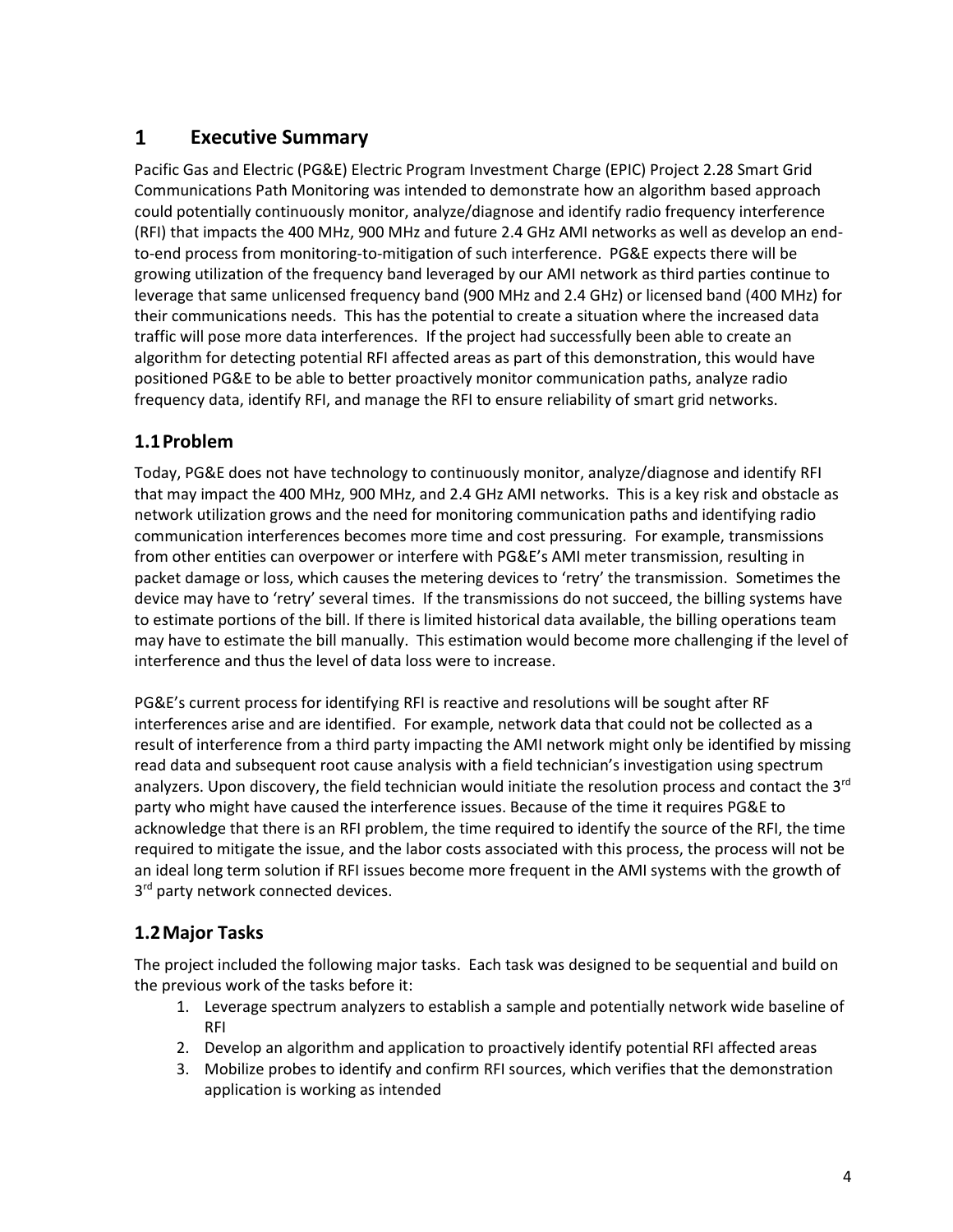# 1 Executive Summary

Pacific Gas and Electric (PG&E) Electric Program Investment Charge (EPIC) Project 2.28 Smart Grid Communications Path Monitoring was intended to demonstrate how an algorithm based approach could potentially continuously monitor, analyze/diagnose and identify radio frequency interference (RFI) that impacts the 400 MHz, 900 MHz and future 2.4 GHz AMI networks as well as develop an end-to-end process from monitoring-to-mitigation of such interference. PG&E expects there will be growing utilization of the frequency band leveraged by our AMI network as third parties continue to leverage that same unlicensed frequency band (900 MHz and 2.4 GHz) or licensed band (400 MHz) for their communications needs. This has the potential to create a situation where the increased data traffic will pose more data interferences. If the project had successfully been able to create an algorithm for detecting potential RFI affected areas as part of this demonstration, this would have positioned PG&E to be able to better proactively monitor communication paths, analyze radio frequency data, identify RFI, and manage the RFI to ensure reliability of smart grid networks.

## 1.1 Problem

Today, PG&E does not have technology to continuously monitor, analyze/diagnose and identify RFI that may impact the 400 MHz, 900 MHz, and 2.4 GHz AMI networks. This is a key risk and obstacle as network utilization grows and the need for monitoring communication paths and identifying radio communication interferences becomes more time and cost pressuring. For example, transmissions from other entities can overpower or interfere with PG&E's AMI meter transmission, resulting in packet damage or loss, which causes the metering devices to 'retry' the transmission. Sometimes the device may have to 'retry' several times. If the transmissions do not succeed, the billing systems have to estimate portions of the bill. If there is limited historical data available, the billing operations team may have to estimate the bill manually. This estimation would become more challenging if the level of interference and thus the level of data loss were to increase.

PG&E's current process for identifying RFI is reactive and resolutions will be sought after RF interferences arise and are identified. For example, network data that could not be collected as a result of interference from a third party impacting the AMI network might only be identified by missing read data and subsequent root cause analysis with a field technician's investigation using spectrum analyzers. Upon discovery, the field technician would initiate the resolution process and contact the 3rd party who might have caused the interference issues. Because of the time it requires PG&E to acknowledge that there is an RFI problem, the time required to identify the source of the RFI, the time required to mitigate the issue, and the labor costs associated with this process, the process will not be an ideal long term solution if RFI issues become more frequent in the AMI systems with the growth of 3rd party network connected devices.

## 1.2 Major Tasks

The project included the following major tasks. Each task was designed to be sequential and build on the previous work of the tasks before it:

1. Leverage spectrum analyzers to establish a sample and potentially network wide baseline of RFI
2. Develop an algorithm and application to proactively identify potential RFI affected areas
3. Mobilize probes to identify and confirm RFI sources, which verifies that the demonstration application is working as intended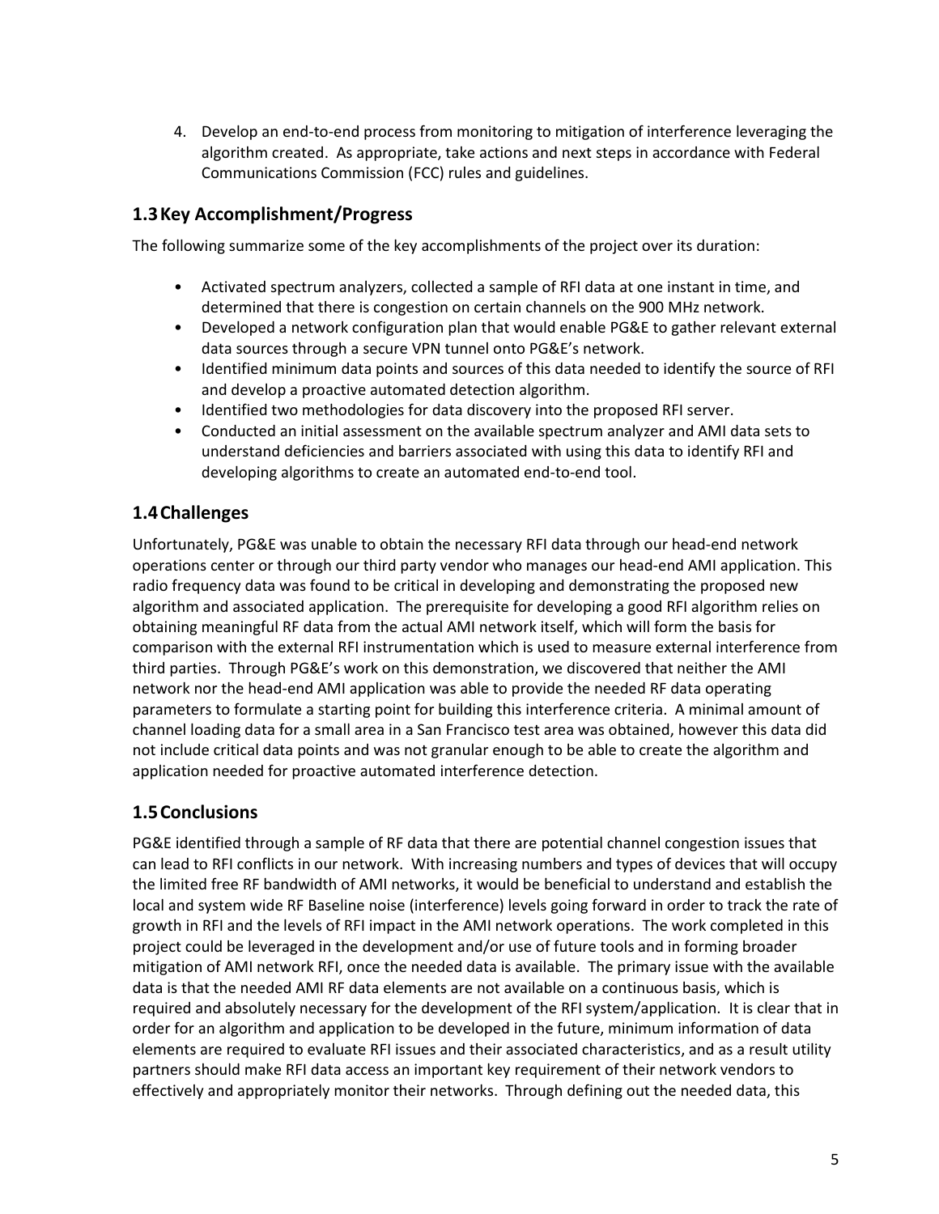4. Develop an end-to-end process from monitoring to mitigation of interference leveraging the algorithm created. As appropriate, take actions and next steps in accordance with Federal Communications Commission (FCC) rules and guidelines.

## 1.3 Key Accomplishment/Progress

The following summarize some of the key accomplishments of the project over its duration:

- Activated spectrum analyzers, collected a sample of RFI data at one instant in time, and determined that there is congestion on certain channels on the 900 MHz network.
- Developed a network configuration plan that would enable PG&E to gather relevant external data sources through a secure VPN tunnel onto PG&E's network.
- Identified minimum data points and sources of this data needed to identify the source of RFI and develop a proactive automated detection algorithm.
- Identified two methodologies for data discovery into the proposed RFI server.
- Conducted an initial assessment on the available spectrum analyzer and AMI data sets to understand deficiencies and barriers associated with using this data to identify RFI and developing algorithms to create an automated end-to-end tool.

## 1.4 Challenges

Unfortunately, PG&E was unable to obtain the necessary RFI data through our head-end network operations center or through our third party vendor who manages our head-end AMI application. This radio frequency data was found to be critical in developing and demonstrating the proposed new algorithm and associated application. The prerequisite for developing a good RFI algorithm relies on obtaining meaningful RF data from the actual AMI network itself, which will form the basis for comparison with the external RFI instrumentation which is used to measure external interference from third parties. Through PG&E's work on this demonstration, we discovered that neither the AMI network nor the head-end AMI application was able to provide the needed RF data operating parameters to formulate a starting point for building this interference criteria. A minimal amount of channel loading data for a small area in a San Francisco test area was obtained, however this data did not include critical data points and was not granular enough to be able to create the algorithm and application needed for proactive automated interference detection.

## 1.5 Conclusions

PG&E identified through a sample of RF data that there are potential channel congestion issues that can lead to RFI conflicts in our network. With increasing numbers and types of devices that will occupy the limited free RF bandwidth of AMI networks, it would be beneficial to understand and establish the local and system wide RF Baseline noise (interference) levels going forward in order to track the rate of growth in RFI and the levels of RFI impact in the AMI network operations. The work completed in this project could be leveraged in the development and/or use of future tools and in forming broader mitigation of AMI network RFI, once the needed data is available. The primary issue with the available data is that the needed AMI RF data elements are not available on a continuous basis, which is required and absolutely necessary for the development of the RFI system/application. It is clear that in order for an algorithm and application to be developed in the future, minimum information of data elements are required to evaluate RFI issues and their associated characteristics, and as a result utility partners should make RFI data access an important key requirement of their network vendors to effectively and appropriately monitor their networks. Through defining out the needed data, this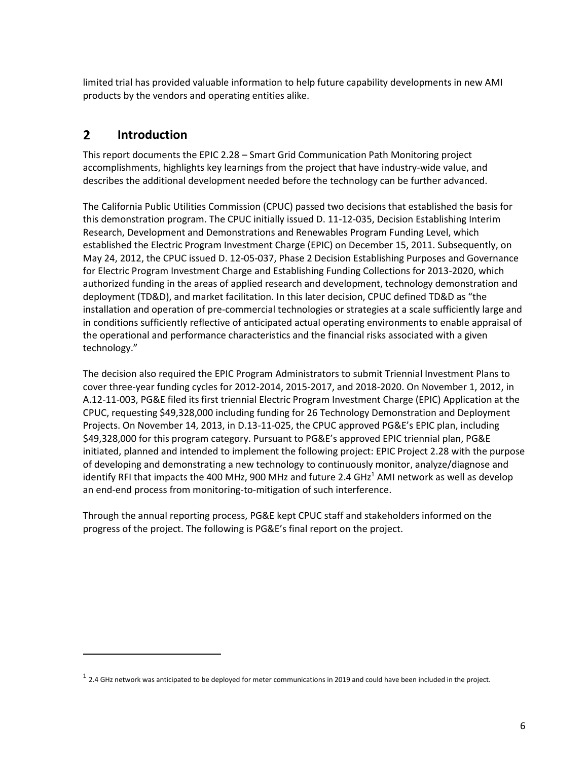limited trial has provided valuable information to help future capability developments in new AMI products by the vendors and operating entities alike.

# 2 Introduction

This report documents the EPIC 2.28 – Smart Grid Communication Path Monitoring project accomplishments, highlights key learnings from the project that have industry-wide value, and describes the additional development needed before the technology can be further advanced.

The California Public Utilities Commission (CPUC) passed two decisions that established the basis for this demonstration program. The CPUC initially issued D. 11-12-035, Decision Establishing Interim Research, Development and Demonstrations and Renewables Program Funding Level, which established the Electric Program Investment Charge (EPIC) on December 15, 2011. Subsequently, on May 24, 2012, the CPUC issued D. 12-05-037, Phase 2 Decision Establishing Purposes and Governance for Electric Program Investment Charge and Establishing Funding Collections for 2013-2020, which authorized funding in the areas of applied research and development, technology demonstration and deployment (TD&D), and market facilitation. In this later decision, CPUC defined TD&D as "the installation and operation of pre-commercial technologies or strategies at a scale sufficiently large and in conditions sufficiently reflective of anticipated actual operating environments to enable appraisal of the operational and performance characteristics and the financial risks associated with a given technology."

The decision also required the EPIC Program Administrators to submit Triennial Investment Plans to cover three-year funding cycles for 2012-2014, 2015-2017, and 2018-2020. On November 1, 2012, in A.12-11-003, PG&E filed its first triennial Electric Program Investment Charge (EPIC) Application at the CPUC, requesting $49,328,000 including funding for 26 Technology Demonstration and Deployment Projects. On November 14, 2013, in D.13-11-025, the CPUC approved PG&E's EPIC plan, including $49,328,000 for this program category. Pursuant to PG&E's approved EPIC triennial plan, PG&E initiated, planned and intended to implement the following project: EPIC Project 2.28 with the purpose of developing and demonstrating a new technology to continuously monitor, analyze/diagnose and identify RFI that impacts the 400 MHz, 900 MHz and future 2.4 GHz[1] AMI network as well as develop an end-end process from monitoring-to-mitigation of such interference.

Through the annual reporting process, PG&E kept CPUC staff and stakeholders informed on the progress of the project. The following is PG&E's final report on the project.

---

[1] 2.4 GHz network was anticipated to be deployed for meter communications in 2019 and could have been included in the project.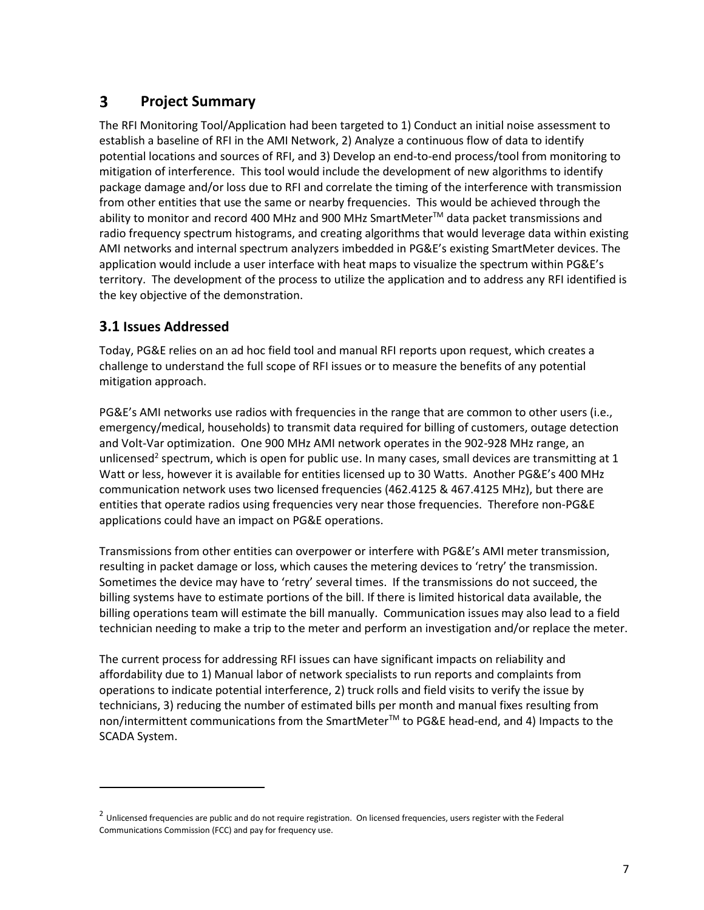# 3 Project Summary

The RFI Monitoring Tool/Application had been targeted to 1) Conduct an initial noise assessment to establish a baseline of RFI in the AMI Network, 2) Analyze a continuous flow of data to identify potential locations and sources of RFI, and 3) Develop an end-to-end process/tool from monitoring to mitigation of interference. This tool would include the development of new algorithms to identify package damage and/or loss due to RFI and correlate the timing of the interference with transmission from other entities that use the same or nearby frequencies. This would be achieved through the ability to monitor and record 400 MHz and 900 MHz SmartMeter™ data packet transmissions and radio frequency spectrum histograms, and creating algorithms that would leverage data within existing AMI networks and internal spectrum analyzers imbedded in PG&E's existing SmartMeter devices. The application would include a user interface with heat maps to visualize the spectrum within PG&E's territory. The development of the process to utilize the application and to address any RFI identified is the key objective of the demonstration.

## 3.1 Issues Addressed

Today, PG&E relies on an ad hoc field tool and manual RFI reports upon request, which creates a challenge to understand the full scope of RFI issues or to measure the benefits of any potential mitigation approach.

PG&E's AMI networks use radios with frequencies in the range that are common to other users (i.e., emergency/medical, households) to transmit data required for billing of customers, outage detection and Volt-Var optimization. One 900 MHz AMI network operates in the 902-928 MHz range, an unlicensed[2] spectrum, which is open for public use. In many cases, small devices are transmitting at 1 Watt or less, however it is available for entities licensed up to 30 Watts. Another PG&E's 400 MHz communication network uses two licensed frequencies (462.4125 & 467.4125 MHz), but there are entities that operate radios using frequencies very near those frequencies. Therefore non-PG&E applications could have an impact on PG&E operations.

Transmissions from other entities can overpower or interfere with PG&E's AMI meter transmission, resulting in packet damage or loss, which causes the metering devices to 'retry' the transmission. Sometimes the device may have to 'retry' several times. If the transmissions do not succeed, the billing systems have to estimate portions of the bill. If there is limited historical data available, the billing operations team will estimate the bill manually. Communication issues may also lead to a field technician needing to make a trip to the meter and perform an investigation and/or replace the meter.

The current process for addressing RFI issues can have significant impacts on reliability and affordability due to 1) Manual labor of network specialists to run reports and complaints from operations to indicate potential interference, 2) truck rolls and field visits to verify the issue by technicians, 3) reducing the number of estimated bills per month and manual fixes resulting from non/intermittent communications from the SmartMeter™ to PG&E head-end, and 4) Impacts to the SCADA System.

---

[2] Unlicensed frequencies are public and do not require registration. On licensed frequencies, users register with the Federal Communications Commission (FCC) and pay for frequency use.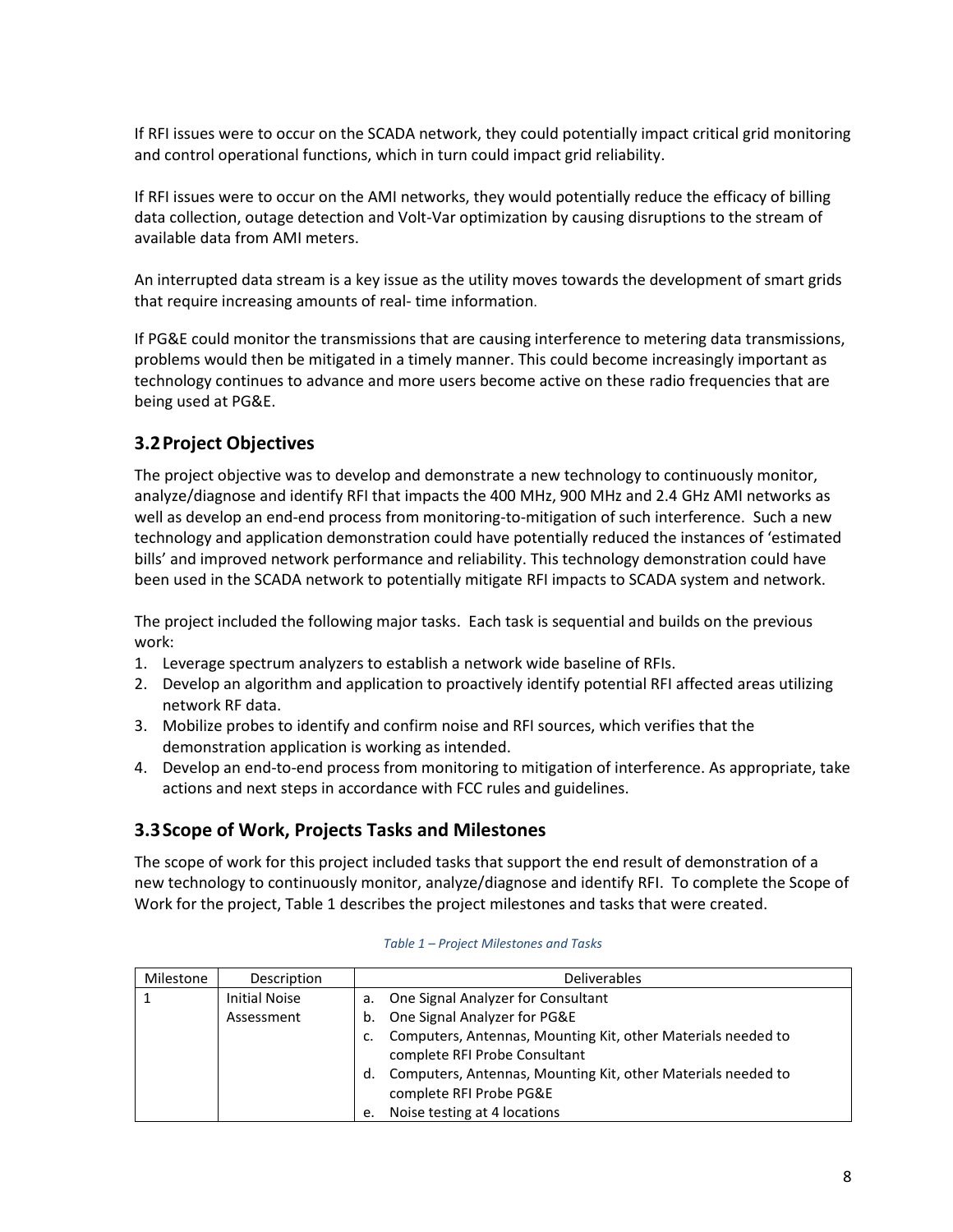If RFI issues were to occur on the SCADA network, they could potentially impact critical grid monitoring and control operational functions, which in turn could impact grid reliability.

If RFI issues were to occur on the AMI networks, they would potentially reduce the efficacy of billing data collection, outage detection and Volt-Var optimization by causing disruptions to the stream of available data from AMI meters.

An interrupted data stream is a key issue as the utility moves towards the development of smart grids that require increasing amounts of real- time information.

If PG&E could monitor the transmissions that are causing interference to metering data transmissions, problems would then be mitigated in a timely manner. This could become increasingly important as technology continues to advance and more users become active on these radio frequencies that are being used at PG&E.

## 3.2 Project Objectives

The project objective was to develop and demonstrate a new technology to continuously monitor, analyze/diagnose and identify RFI that impacts the 400 MHz, 900 MHz and 2.4 GHz AMI networks as well as develop an end-end process from monitoring-to-mitigation of such interference. Such a new technology and application demonstration could have potentially reduced the instances of 'estimated bills' and improved network performance and reliability. This technology demonstration could have been used in the SCADA network to potentially mitigate RFI impacts to SCADA system and network.

The project included the following major tasks. Each task is sequential and builds on the previous work:

1. Leverage spectrum analyzers to establish a network wide baseline of RFIs.
2. Develop an algorithm and application to proactively identify potential RFI affected areas utilizing network RF data.
3. Mobilize probes to identify and confirm noise and RFI sources, which verifies that the demonstration application is working as intended.
4. Develop an end-to-end process from monitoring to mitigation of interference. As appropriate, take actions and next steps in accordance with FCC rules and guidelines.

## 3.3 Scope of Work, Projects Tasks and Milestones

The scope of work for this project included tasks that support the end result of demonstration of a new technology to continuously monitor, analyze/diagnose and identify RFI. To complete the Scope of Work for the project, Table 1 describes the project milestones and tasks that were created.

*Table 1 – Project Milestones and Tasks*

| Milestone | Description | Deliverables |
|---|---|---|
| 1 | Initial Noise Assessment | a. One Signal Analyzer for Consultant<br>b. One Signal Analyzer for PG&E<br>c. Computers, Antennas, Mounting Kit, other Materials needed to complete RFI Probe Consultant<br>d. Computers, Antennas, Mounting Kit, other Materials needed to complete RFI Probe PG&E<br>e. Noise testing at 4 locations |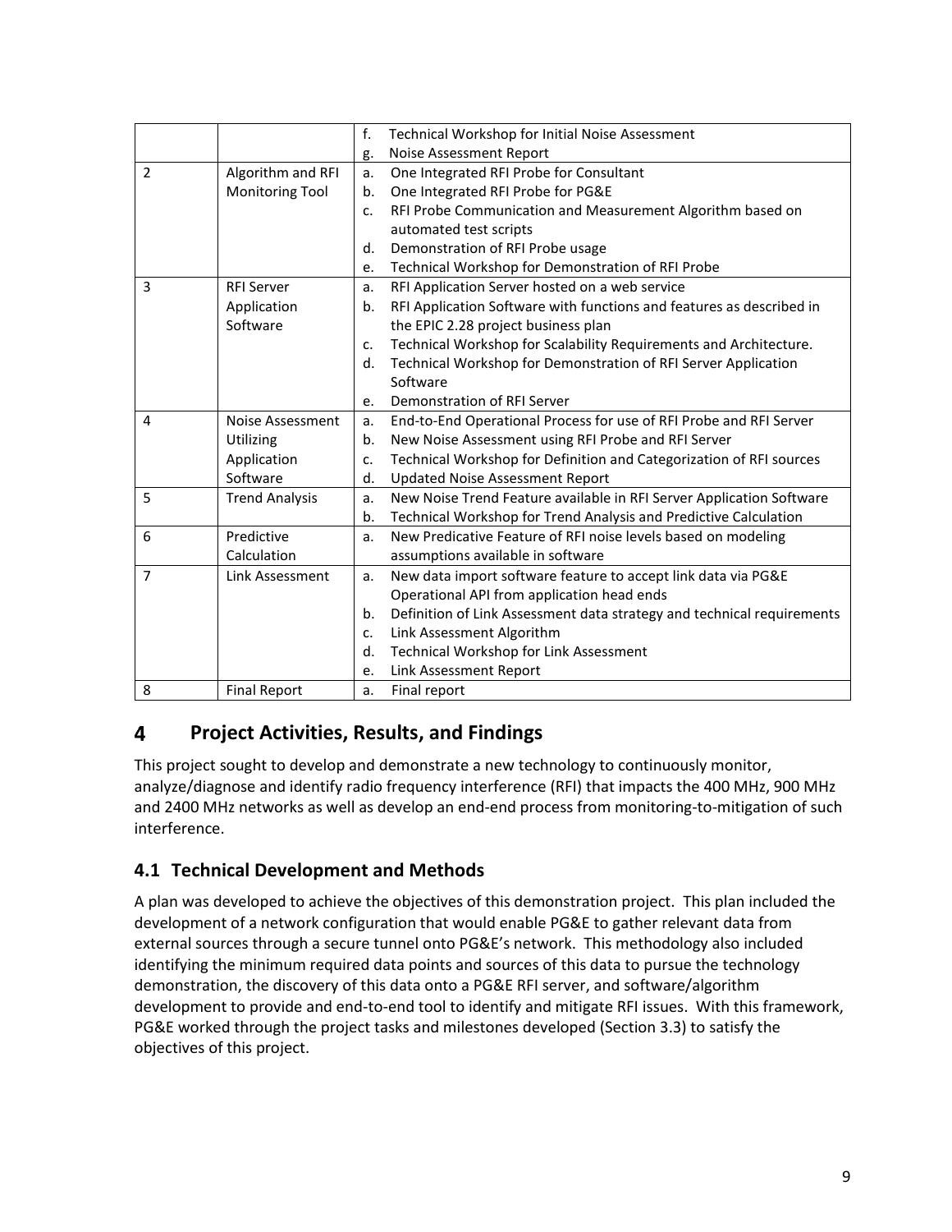| | | |
|---|---|---|
| | | f. Technical Workshop for Initial Noise Assessment<br>g. Noise Assessment Report |
| 2 | Algorithm and RFI Monitoring Tool | a. One Integrated RFI Probe for Consultant<br>b. One Integrated RFI Probe for PG&E<br>c. RFI Probe Communication and Measurement Algorithm based on automated test scripts<br>d. Demonstration of RFI Probe usage<br>e. Technical Workshop for Demonstration of RFI Probe |
| 3 | RFI Server Application Software | a. RFI Application Server hosted on a web service<br>b. RFI Application Software with functions and features as described in the EPIC 2.28 project business plan<br>c. Technical Workshop for Scalability Requirements and Architecture.<br>d. Technical Workshop for Demonstration of RFI Server Application Software<br>e. Demonstration of RFI Server |
| 4 | Noise Assessment Utilizing Application Software | a. End-to-End Operational Process for use of RFI Probe and RFI Server<br>b. New Noise Assessment using RFI Probe and RFI Server<br>c. Technical Workshop for Definition and Categorization of RFI sources<br>d. Updated Noise Assessment Report |
| 5 | Trend Analysis | a. New Noise Trend Feature available in RFI Server Application Software<br>b. Technical Workshop for Trend Analysis and Predictive Calculation |
| 6 | Predictive Calculation | a. New Predicative Feature of RFI noise levels based on modeling assumptions available in software |
| 7 | Link Assessment | a. New data import software feature to accept link data via PG&E Operational API from application head ends<br>b. Definition of Link Assessment data strategy and technical requirements<br>c. Link Assessment Algorithm<br>d. Technical Workshop for Link Assessment<br>e. Link Assessment Report |
| 8 | Final Report | a. Final report |

# 4 Project Activities, Results, and Findings

This project sought to develop and demonstrate a new technology to continuously monitor, analyze/diagnose and identify radio frequency interference (RFI) that impacts the 400 MHz, 900 MHz and 2400 MHz networks as well as develop an end-end process from monitoring-to-mitigation of such interference.

## 4.1 Technical Development and Methods

A plan was developed to achieve the objectives of this demonstration project. This plan included the development of a network configuration that would enable PG&E to gather relevant data from external sources through a secure tunnel onto PG&E's network. This methodology also included identifying the minimum required data points and sources of this data to pursue the technology demonstration, the discovery of this data onto a PG&E RFI server, and software/algorithm development to provide and end-to-end tool to identify and mitigate RFI issues. With this framework, PG&E worked through the project tasks and milestones developed (Section 3.3) to satisfy the objectives of this project.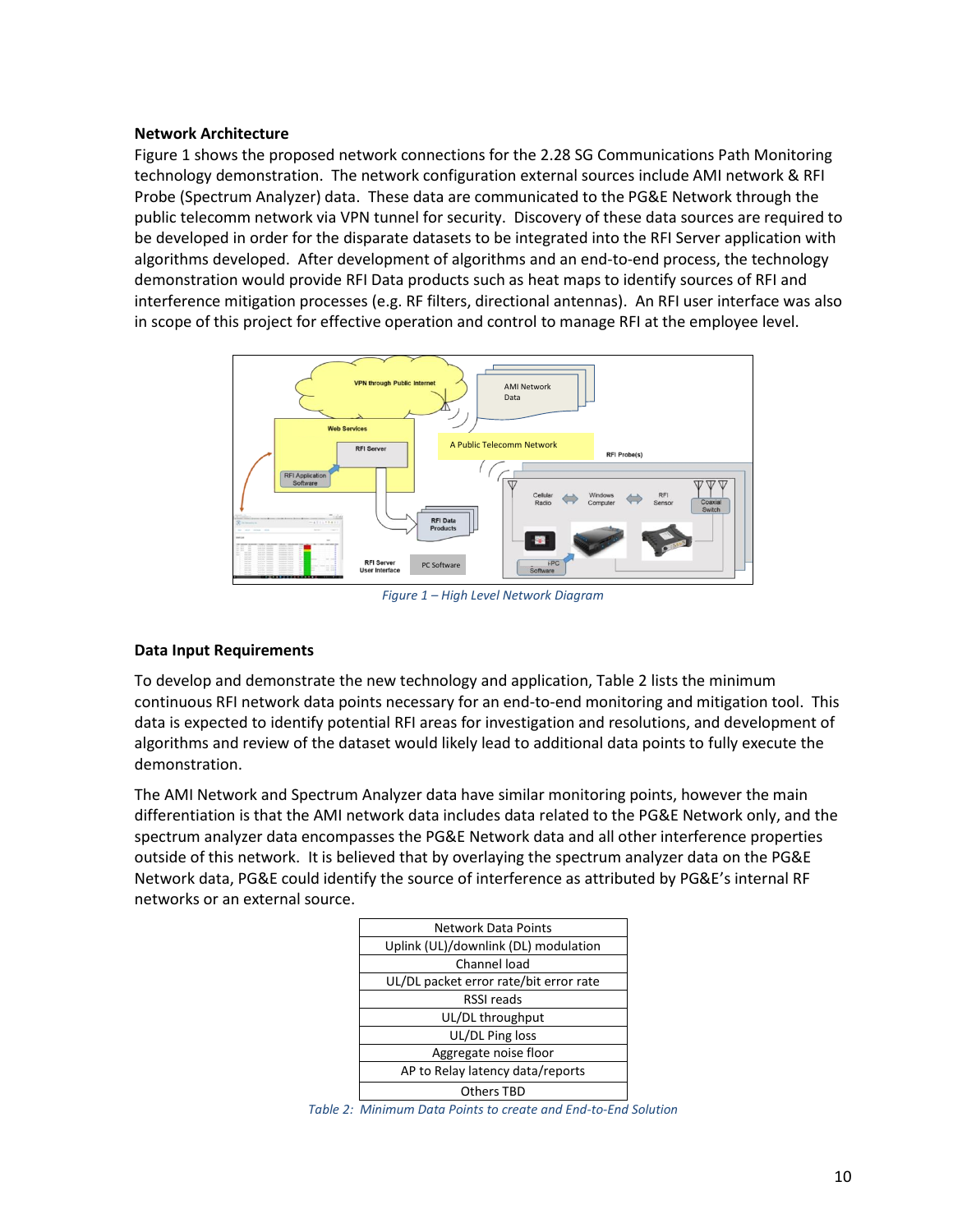**Network Architecture**

Figure 1 shows the proposed network connections for the 2.28 SG Communications Path Monitoring technology demonstration. The network configuration external sources include AMI network & RFI Probe (Spectrum Analyzer) data. These data are communicated to the PG&E Network through the public telecomm network via VPN tunnel for security. Discovery of these data sources are required to be developed in order for the disparate datasets to be integrated into the RFI Server application with algorithms developed. After development of algorithms and an end-to-end process, the technology demonstration would provide RFI Data products such as heat maps to identify sources of RFI and interference mitigation processes (e.g. RF filters, directional antennas). An RFI user interface was also in scope of this project for effective operation and control to manage RFI at the employee level.

*Figure 1 – High Level Network Diagram*

**Data Input Requirements**

To develop and demonstrate the new technology and application, Table 2 lists the minimum continuous RFI network data points necessary for an end-to-end monitoring and mitigation tool. This data is expected to identify potential RFI areas for investigation and resolutions, and development of algorithms and review of the dataset would likely lead to additional data points to fully execute the demonstration.

The AMI Network and Spectrum Analyzer data have similar monitoring points, however the main differentiation is that the AMI network data includes data related to the PG&E Network only, and the spectrum analyzer data encompasses the PG&E Network data and all other interference properties outside of this network. It is believed that by overlaying the spectrum analyzer data on the PG&E Network data, PG&E could identify the source of interference as attributed by PG&E's internal RF networks or an external source.

| Network Data Points |
| --- |
| Uplink (UL)/downlink (DL) modulation |
| Channel load |
| UL/DL packet error rate/bit error rate |
| RSSI reads |
| UL/DL throughput |
| UL/DL Ping loss |
| Aggregate noise floor |
| AP to Relay latency data/reports |
| Others TBD |

*Table 2: Minimum Data Points to create and End-to-End Solution*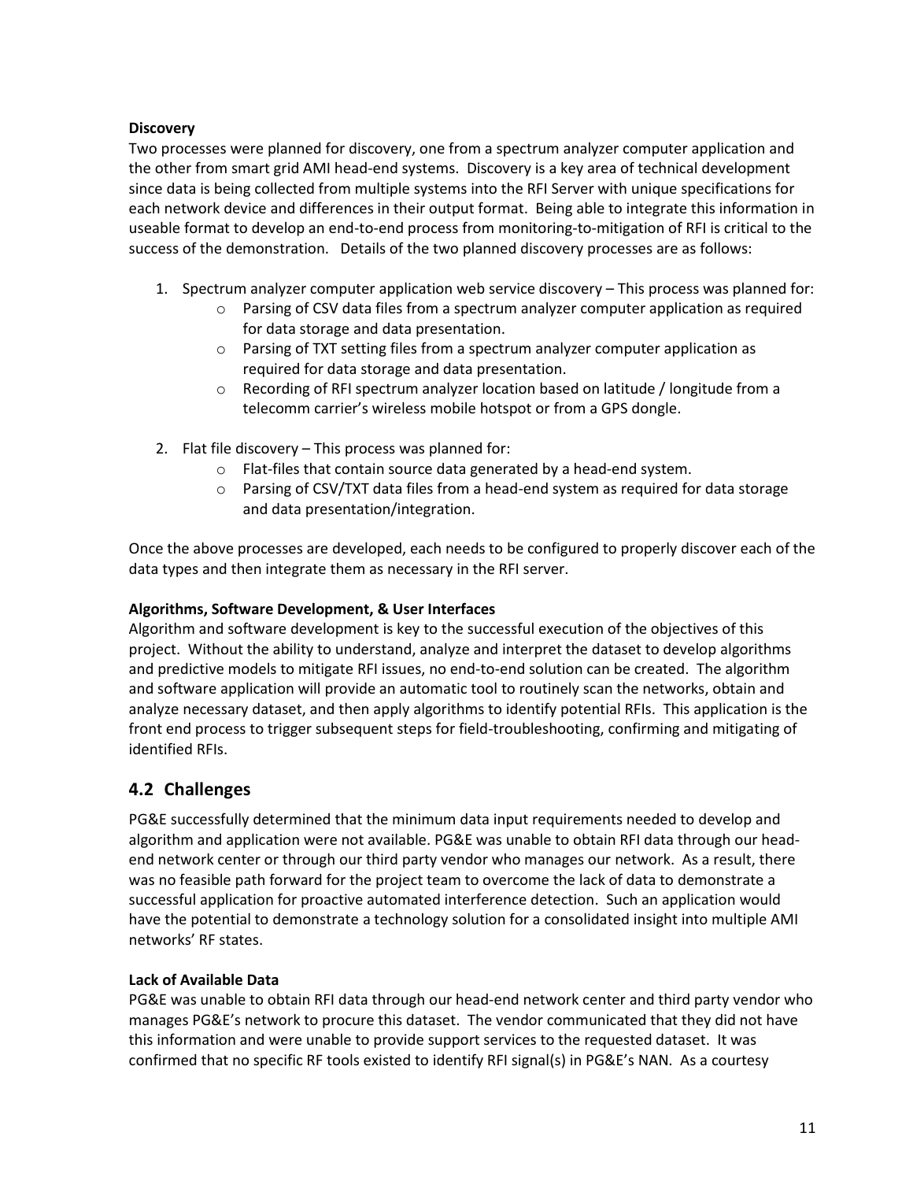**Discovery**

Two processes were planned for discovery, one from a spectrum analyzer computer application and the other from smart grid AMI head-end systems. Discovery is a key area of technical development since data is being collected from multiple systems into the RFI Server with unique specifications for each network device and differences in their output format. Being able to integrate this information in useable format to develop an end-to-end process from monitoring-to-mitigation of RFI is critical to the success of the demonstration. Details of the two planned discovery processes are as follows:

1. Spectrum analyzer computer application web service discovery – This process was planned for:
    - Parsing of CSV data files from a spectrum analyzer computer application as required for data storage and data presentation.
    - Parsing of TXT setting files from a spectrum analyzer computer application as required for data storage and data presentation.
    - Recording of RFI spectrum analyzer location based on latitude / longitude from a telecomm carrier's wireless mobile hotspot or from a GPS dongle.
2. Flat file discovery – This process was planned for:
    - Flat-files that contain source data generated by a head-end system.
    - Parsing of CSV/TXT data files from a head-end system as required for data storage and data presentation/integration.

Once the above processes are developed, each needs to be configured to properly discover each of the data types and then integrate them as necessary in the RFI server.

**Algorithms, Software Development, & User Interfaces**

Algorithm and software development is key to the successful execution of the objectives of this project. Without the ability to understand, analyze and interpret the dataset to develop algorithms and predictive models to mitigate RFI issues, no end-to-end solution can be created. The algorithm and software application will provide an automatic tool to routinely scan the networks, obtain and analyze necessary dataset, and then apply algorithms to identify potential RFIs. This application is the front end process to trigger subsequent steps for field-troubleshooting, confirming and mitigating of identified RFIs.

## 4.2 Challenges

PG&E successfully determined that the minimum data input requirements needed to develop and algorithm and application were not available. PG&E was unable to obtain RFI data through our head-end network center or through our third party vendor who manages our network. As a result, there was no feasible path forward for the project team to overcome the lack of data to demonstrate a successful application for proactive automated interference detection. Such an application would have the potential to demonstrate a technology solution for a consolidated insight into multiple AMI networks' RF states.

**Lack of Available Data**

PG&E was unable to obtain RFI data through our head-end network center and third party vendor who manages PG&E's network to procure this dataset. The vendor communicated that they did not have this information and were unable to provide support services to the requested dataset. It was confirmed that no specific RF tools existed to identify RFI signal(s) in PG&E's NAN. As a courtesy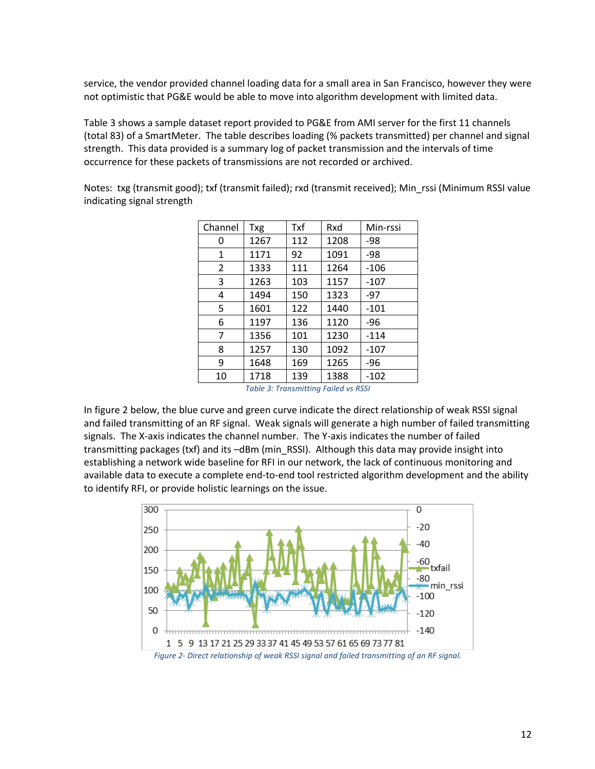service, the vendor provided channel loading data for a small area in San Francisco, however they were not optimistic that PG&E would be able to move into algorithm development with limited data.

Table 3 shows a sample dataset report provided to PG&E from AMI server for the first 11 channels (total 83) of a SmartMeter. The table describes loading (% packets transmitted) per channel and signal strength. This data provided is a summary log of packet transmission and the intervals of time occurrence for these packets of transmissions are not recorded or archived.

Notes: txg (transmit good); txf (transmit failed); rxd (transmit received); Min_rssi (Minimum RSSI value indicating signal strength

| Channel | Txg | Txf | Rxd | Min-rssi |
|---|---|---|---|---|
| 0 | 1267 | 112 | 1208 | -98 |
| 1 | 1171 | 92 | 1091 | -98 |
| 2 | 1333 | 111 | 1264 | -106 |
| 3 | 1263 | 103 | 1157 | -107 |
| 4 | 1494 | 150 | 1323 | -97 |
| 5 | 1601 | 122 | 1440 | -101 |
| 6 | 1197 | 136 | 1120 | -96 |
| 7 | 1356 | 101 | 1230 | -114 |
| 8 | 1257 | 130 | 1092 | -107 |
| 9 | 1648 | 169 | 1265 | -96 |
| 10 | 1718 | 139 | 1388 | -102 |

*Table 3: Transmitting Failed vs RSSI*

In figure 2 below, the blue curve and green curve indicate the direct relationship of weak RSSI signal and failed transmitting of an RF signal. Weak signals will generate a high number of failed transmitting signals. The X-axis indicates the channel number. The Y-axis indicates the number of failed transmitting packages (txf) and its –dBm (min_RSSI). Although this data may provide insight into establishing a network wide baseline for RFI in our network, the lack of continuous monitoring and available data to execute a complete end-to-end tool restricted algorithm development and the ability to identify RFI, or provide holistic learnings on the issue.

*Figure 2- Direct relationship of weak RSSI signal and failed transmitting of an RF signal.*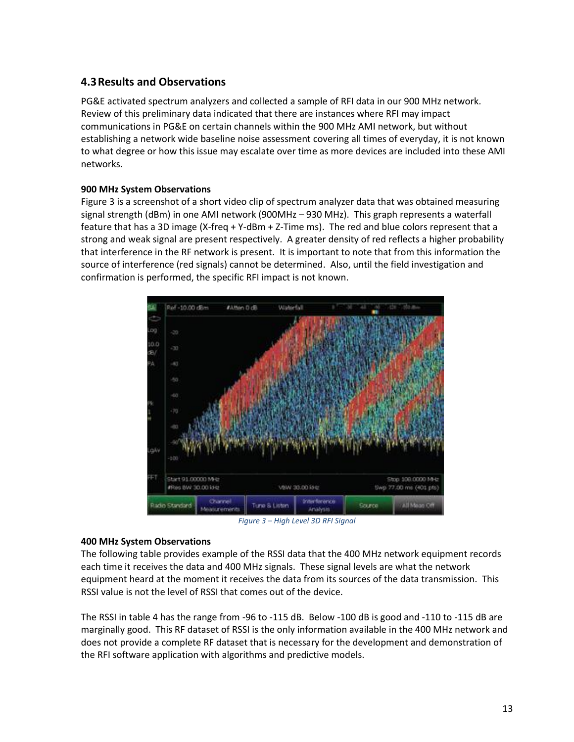## 4.3 Results and Observations

PG&E activated spectrum analyzers and collected a sample of RFI data in our 900 MHz network. Review of this preliminary data indicated that there are instances where RFI may impact communications in PG&E on certain channels within the 900 MHz AMI network, but without establishing a network wide baseline noise assessment covering all times of everyday, it is not known to what degree or how this issue may escalate over time as more devices are included into these AMI networks.

**900 MHz System Observations**

Figure 3 is a screenshot of a short video clip of spectrum analyzer data that was obtained measuring signal strength (dBm) in one AMI network (900MHz – 930 MHz). This graph represents a waterfall feature that has a 3D image (X-freq + Y-dBm + Z-Time ms). The red and blue colors represent that a strong and weak signal are present respectively. A greater density of red reflects a higher probability that interference in the RF network is present. It is important to note that from this information the source of interference (red signals) cannot be determined. Also, until the field investigation and confirmation is performed, the specific RFI impact is not known.

*Figure 3 – High Level 3D RFI Signal*

**400 MHz System Observations**

The following table provides example of the RSSI data that the 400 MHz network equipment records each time it receives the data and 400 MHz signals. These signal levels are what the network equipment heard at the moment it receives the data from its sources of the data transmission. This RSSI value is not the level of RSSI that comes out of the device.

The RSSI in table 4 has the range from -96 to -115 dB. Below -100 dB is good and -110 to -115 dB are marginally good. This RF dataset of RSSI is the only information available in the 400 MHz network and does not provide a complete RF dataset that is necessary for the development and demonstration of the RFI software application with algorithms and predictive models.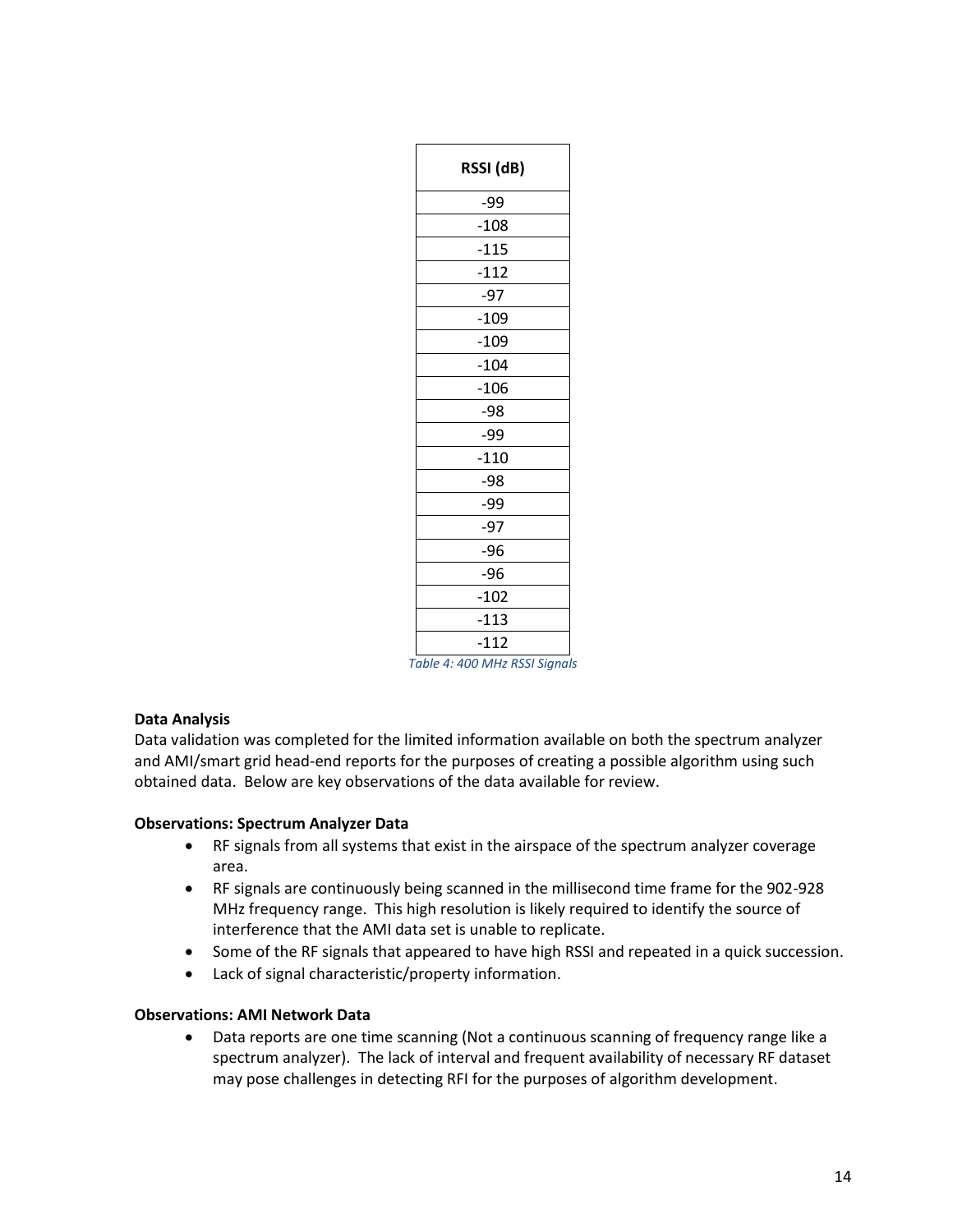| RSSI (dB) |
|---|
| -99 |
| -108 |
| -115 |
| -112 |
| -97 |
| -109 |
| -109 |
| -104 |
| -106 |
| -98 |
| -99 |
| -110 |
| -98 |
| -99 |
| -97 |
| -96 |
| -96 |
| -102 |
| -113 |
| -112 |

*Table 4: 400 MHz RSSI Signals*

**Data Analysis**

Data validation was completed for the limited information available on both the spectrum analyzer and AMI/smart grid head-end reports for the purposes of creating a possible algorithm using such obtained data. Below are key observations of the data available for review.

**Observations: Spectrum Analyzer Data**

- RF signals from all systems that exist in the airspace of the spectrum analyzer coverage area.
- RF signals are continuously being scanned in the millisecond time frame for the 902-928 MHz frequency range. This high resolution is likely required to identify the source of interference that the AMI data set is unable to replicate.
- Some of the RF signals that appeared to have high RSSI and repeated in a quick succession.
- Lack of signal characteristic/property information.

**Observations: AMI Network Data**

- Data reports are one time scanning (Not a continuous scanning of frequency range like a spectrum analyzer). The lack of interval and frequent availability of necessary RF dataset may pose challenges in detecting RFI for the purposes of algorithm development.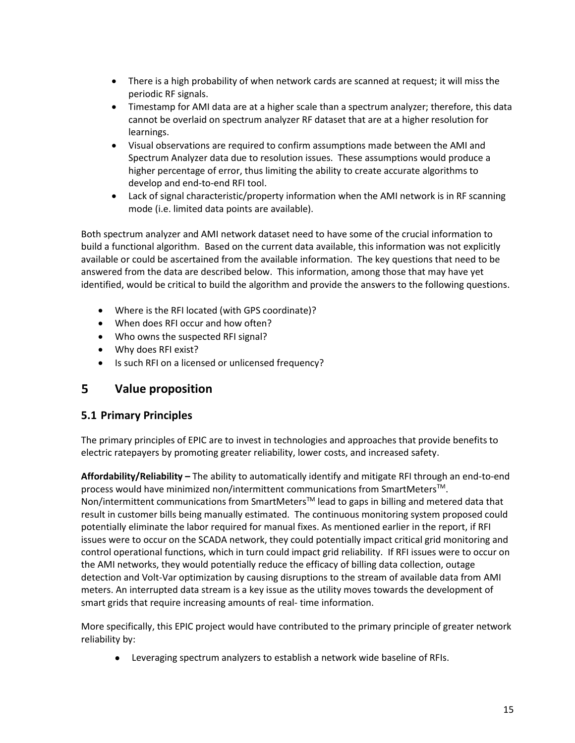- There is a high probability of when network cards are scanned at request; it will miss the periodic RF signals.
- Timestamp for AMI data are at a higher scale than a spectrum analyzer; therefore, this data cannot be overlaid on spectrum analyzer RF dataset that are at a higher resolution for learnings.
- Visual observations are required to confirm assumptions made between the AMI and Spectrum Analyzer data due to resolution issues. These assumptions would produce a higher percentage of error, thus limiting the ability to create accurate algorithms to develop and end-to-end RFI tool.
- Lack of signal characteristic/property information when the AMI network is in RF scanning mode (i.e. limited data points are available).

Both spectrum analyzer and AMI network dataset need to have some of the crucial information to build a functional algorithm. Based on the current data available, this information was not explicitly available or could be ascertained from the available information. The key questions that need to be answered from the data are described below. This information, among those that may have yet identified, would be critical to build the algorithm and provide the answers to the following questions.

- Where is the RFI located (with GPS coordinate)?
- When does RFI occur and how often?
- Who owns the suspected RFI signal?
- Why does RFI exist?
- Is such RFI on a licensed or unlicensed frequency?

# 5 Value proposition

## 5.1 Primary Principles

The primary principles of EPIC are to invest in technologies and approaches that provide benefits to electric ratepayers by promoting greater reliability, lower costs, and increased safety.

**Affordability/Reliability –** The ability to automatically identify and mitigate RFI through an end-to-end process would have minimized non/intermittent communications from SmartMeters™. Non/intermittent communications from SmartMeters™ lead to gaps in billing and metered data that result in customer bills being manually estimated. The continuous monitoring system proposed could potentially eliminate the labor required for manual fixes. As mentioned earlier in the report, if RFI issues were to occur on the SCADA network, they could potentially impact critical grid monitoring and control operational functions, which in turn could impact grid reliability. If RFI issues were to occur on the AMI networks, they would potentially reduce the efficacy of billing data collection, outage detection and Volt-Var optimization by causing disruptions to the stream of available data from AMI meters. An interrupted data stream is a key issue as the utility moves towards the development of smart grids that require increasing amounts of real- time information.

More specifically, this EPIC project would have contributed to the primary principle of greater network reliability by:

- Leveraging spectrum analyzers to establish a network wide baseline of RFIs.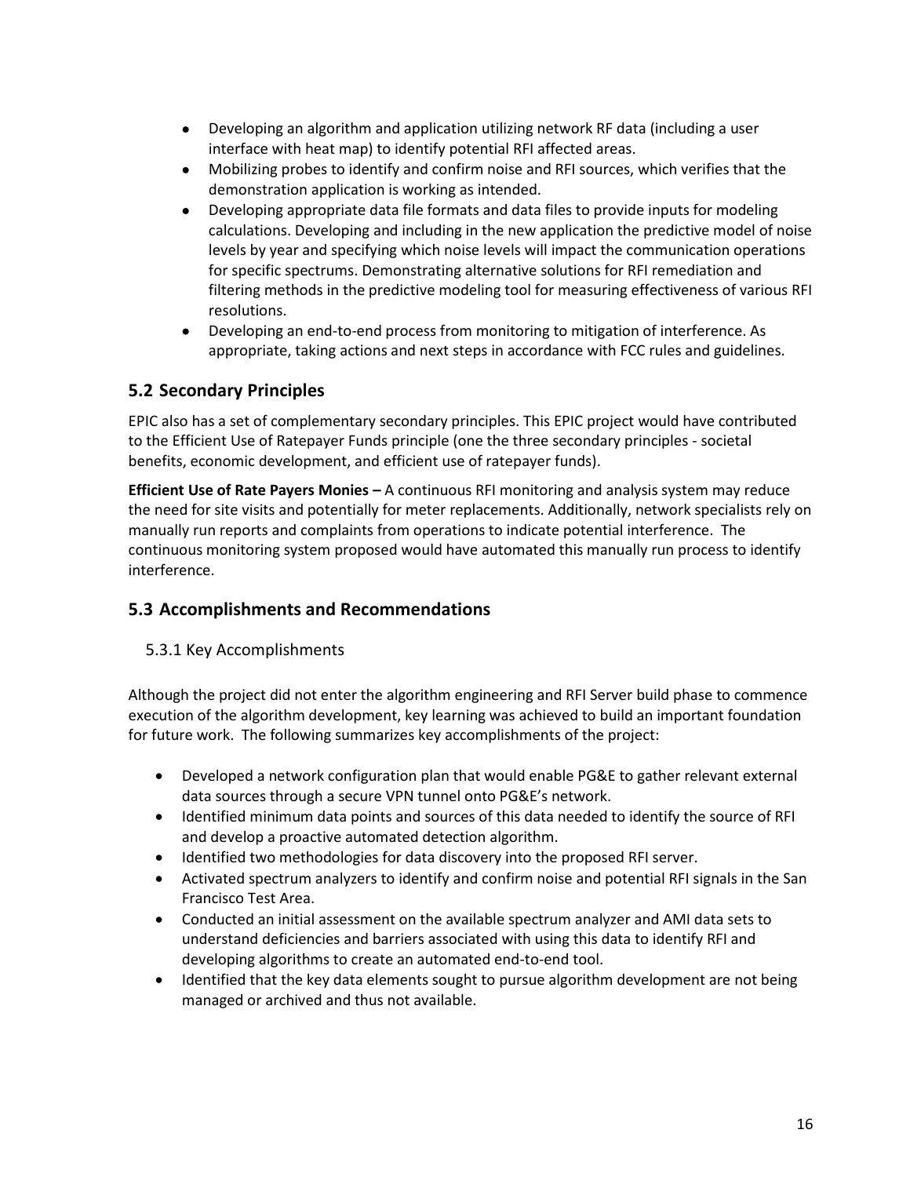- Developing an algorithm and application utilizing network RF data (including a user interface with heat map) to identify potential RFI affected areas.
- Mobilizing probes to identify and confirm noise and RFI sources, which verifies that the demonstration application is working as intended.
- Developing appropriate data file formats and data files to provide inputs for modeling calculations. Developing and including in the new application the predictive model of noise levels by year and specifying which noise levels will impact the communication operations for specific spectrums. Demonstrating alternative solutions for RFI remediation and filtering methods in the predictive modeling tool for measuring effectiveness of various RFI resolutions.
- Developing an end-to-end process from monitoring to mitigation of interference. As appropriate, taking actions and next steps in accordance with FCC rules and guidelines.

## 5.2 Secondary Principles

EPIC also has a set of complementary secondary principles. This EPIC project would have contributed to the Efficient Use of Ratepayer Funds principle (one the three secondary principles - societal benefits, economic development, and efficient use of ratepayer funds).

**Efficient Use of Rate Payers Monies –** A continuous RFI monitoring and analysis system may reduce the need for site visits and potentially for meter replacements. Additionally, network specialists rely on manually run reports and complaints from operations to indicate potential interference. The continuous monitoring system proposed would have automated this manually run process to identify interference.

## 5.3 Accomplishments and Recommendations

### 5.3.1 Key Accomplishments

Although the project did not enter the algorithm engineering and RFI Server build phase to commence execution of the algorithm development, key learning was achieved to build an important foundation for future work. The following summarizes key accomplishments of the project:

- Developed a network configuration plan that would enable PG&E to gather relevant external data sources through a secure VPN tunnel onto PG&E's network.
- Identified minimum data points and sources of this data needed to identify the source of RFI and develop a proactive automated detection algorithm.
- Identified two methodologies for data discovery into the proposed RFI server.
- Activated spectrum analyzers to identify and confirm noise and potential RFI signals in the San Francisco Test Area.
- Conducted an initial assessment on the available spectrum analyzer and AMI data sets to understand deficiencies and barriers associated with using this data to identify RFI and developing algorithms to create an automated end-to-end tool.
- Identified that the key data elements sought to pursue algorithm development are not being managed or archived and thus not available.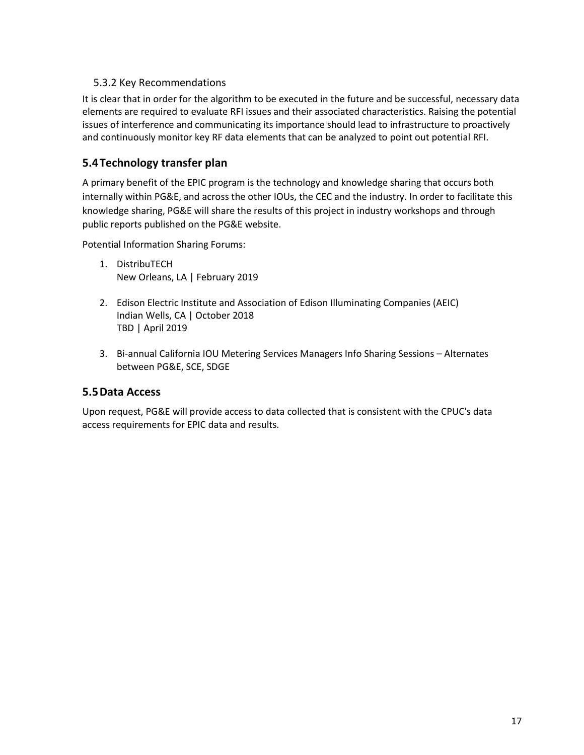### 5.3.2 Key Recommendations

It is clear that in order for the algorithm to be executed in the future and be successful, necessary data elements are required to evaluate RFI issues and their associated characteristics. Raising the potential issues of interference and communicating its importance should lead to infrastructure to proactively and continuously monitor key RF data elements that can be analyzed to point out potential RFI.

## 5.4 Technology transfer plan

A primary benefit of the EPIC program is the technology and knowledge sharing that occurs both internally within PG&E, and across the other IOUs, the CEC and the industry. In order to facilitate this knowledge sharing, PG&E will share the results of this project in industry workshops and through public reports published on the PG&E website.

Potential Information Sharing Forums:

1. DistribuTECH
   New Orleans, LA | February 2019

2. Edison Electric Institute and Association of Edison Illuminating Companies (AEIC)
   Indian Wells, CA | October 2018
   TBD | April 2019

3. Bi-annual California IOU Metering Services Managers Info Sharing Sessions – Alternates between PG&E, SCE, SDGE

## 5.5 Data Access

Upon request, PG&E will provide access to data collected that is consistent with the CPUC's data access requirements for EPIC data and results.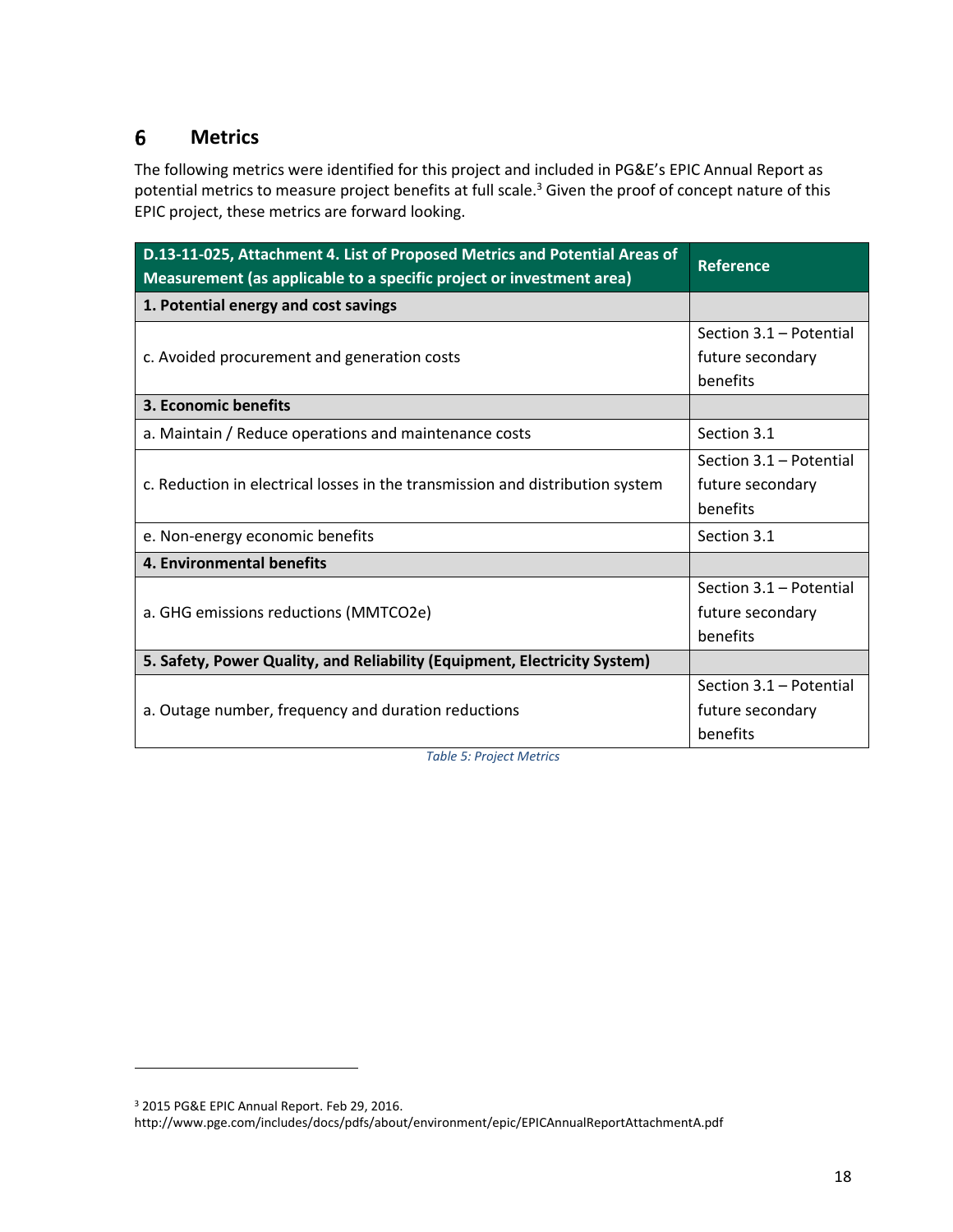# 6 Metrics

The following metrics were identified for this project and included in PG&E's EPIC Annual Report as potential metrics to measure project benefits at full scale.[3] Given the proof of concept nature of this EPIC project, these metrics are forward looking.

| D.13-11-025, Attachment 4. List of Proposed Metrics and Potential Areas of Measurement (as applicable to a specific project or investment area) | Reference |
|---|---|
| **1. Potential energy and cost savings** | |
| c. Avoided procurement and generation costs | Section 3.1 – Potential future secondary benefits |
| **3. Economic benefits** | |
| a. Maintain / Reduce operations and maintenance costs | Section 3.1 |
| c. Reduction in electrical losses in the transmission and distribution system | Section 3.1 – Potential future secondary benefits |
| e. Non-energy economic benefits | Section 3.1 |
| **4. Environmental benefits** | |
| a. GHG emissions reductions (MMTCO2e) | Section 3.1 – Potential future secondary benefits |
| **5. Safety, Power Quality, and Reliability (Equipment, Electricity System)** | |
| a. Outage number, frequency and duration reductions | Section 3.1 – Potential future secondary benefits |

*Table 5: Project Metrics*

[3] 2015 PG&E EPIC Annual Report. Feb 29, 2016.
http://www.pge.com/includes/docs/pdfs/about/environment/epic/EPICAnnualReportAttachmentA.pdf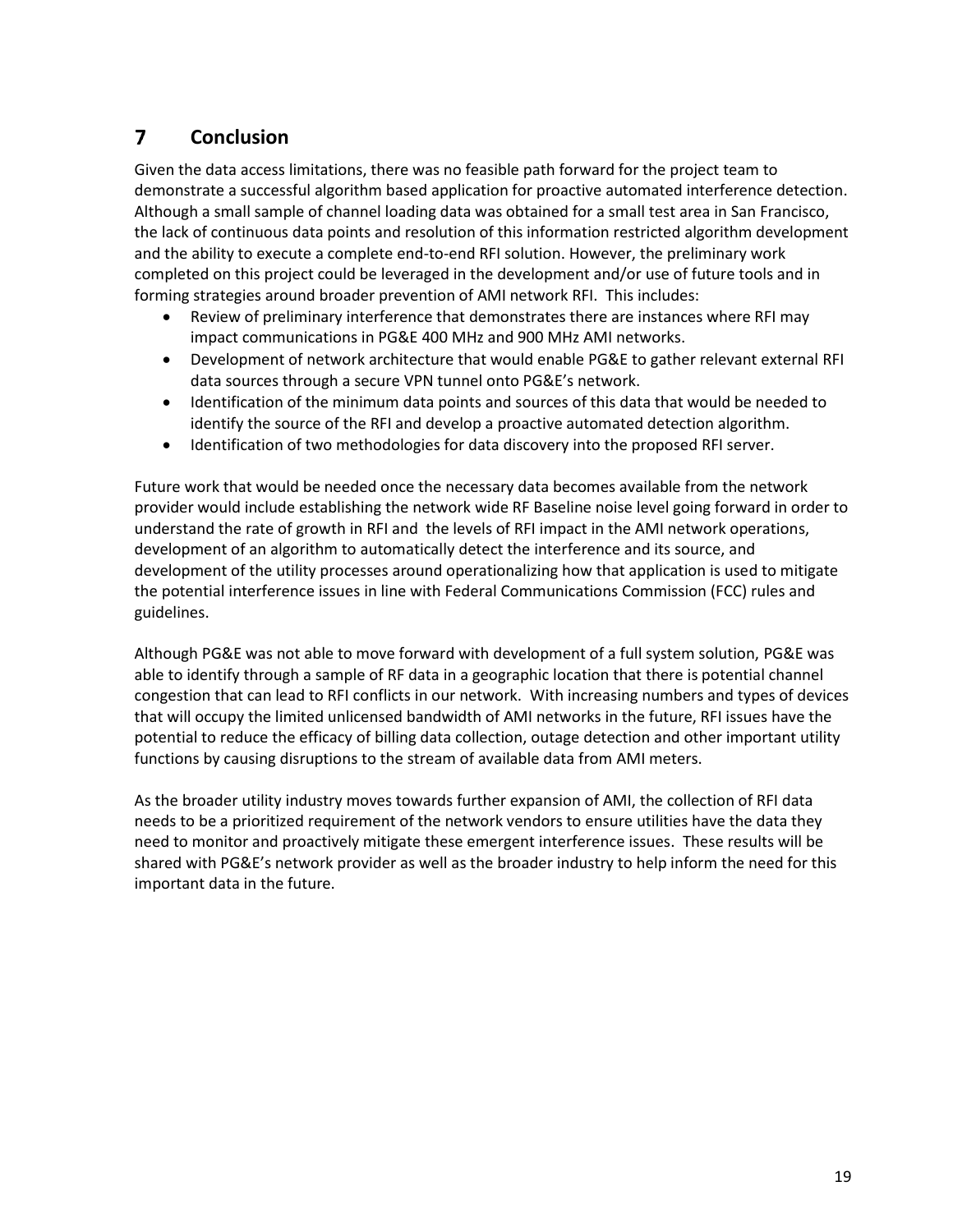# 7 Conclusion

Given the data access limitations, there was no feasible path forward for the project team to demonstrate a successful algorithm based application for proactive automated interference detection. Although a small sample of channel loading data was obtained for a small test area in San Francisco, the lack of continuous data points and resolution of this information restricted algorithm development and the ability to execute a complete end-to-end RFI solution. However, the preliminary work completed on this project could be leveraged in the development and/or use of future tools and in forming strategies around broader prevention of AMI network RFI. This includes:

- Review of preliminary interference that demonstrates there are instances where RFI may impact communications in PG&E 400 MHz and 900 MHz AMI networks.
- Development of network architecture that would enable PG&E to gather relevant external RFI data sources through a secure VPN tunnel onto PG&E's network.
- Identification of the minimum data points and sources of this data that would be needed to identify the source of the RFI and develop a proactive automated detection algorithm.
- Identification of two methodologies for data discovery into the proposed RFI server.

Future work that would be needed once the necessary data becomes available from the network provider would include establishing the network wide RF Baseline noise level going forward in order to understand the rate of growth in RFI and the levels of RFI impact in the AMI network operations, development of an algorithm to automatically detect the interference and its source, and development of the utility processes around operationalizing how that application is used to mitigate the potential interference issues in line with Federal Communications Commission (FCC) rules and guidelines.

Although PG&E was not able to move forward with development of a full system solution, PG&E was able to identify through a sample of RF data in a geographic location that there is potential channel congestion that can lead to RFI conflicts in our network. With increasing numbers and types of devices that will occupy the limited unlicensed bandwidth of AMI networks in the future, RFI issues have the potential to reduce the efficacy of billing data collection, outage detection and other important utility functions by causing disruptions to the stream of available data from AMI meters.

As the broader utility industry moves towards further expansion of AMI, the collection of RFI data needs to be a prioritized requirement of the network vendors to ensure utilities have the data they need to monitor and proactively mitigate these emergent interference issues. These results will be shared with PG&E's network provider as well as the broader industry to help inform the need for this important data in the future.